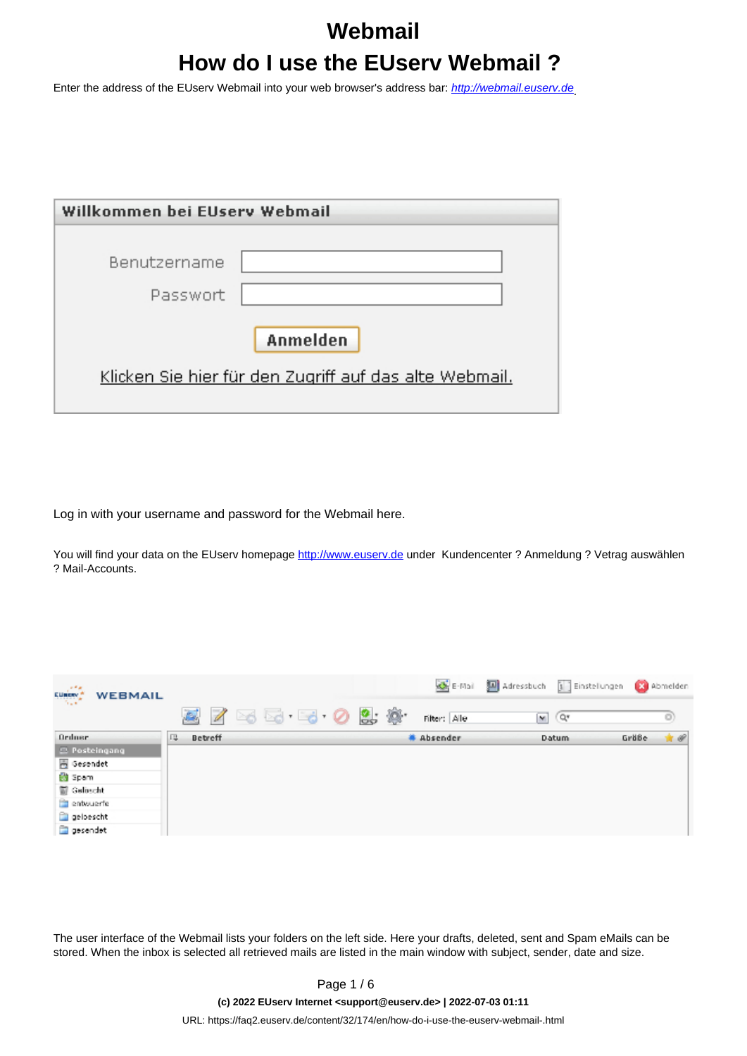# Webmail

## How do I use the EUserv Webmail ?

Enter the address of the EUserv Webmail into your web browser's address bar: [http://webmail.euserv.de](http://webmail.euserv.de)

Log in with your username and password for the Webmail here.

You will find your data on the EUserv homepage [http://www.euserv.de](http://www.euserv.de) under Kundencenter ? Anmeldung ? Vetrag auswählen ? Mail-Accounts.

The user interface of the Webmail lists your folders on the left side. Here your drafts, deleted, sent and Spam eMails can be stored. When the inbox is selected all retrieved mails are listed in the main window with subject, sender, date and size.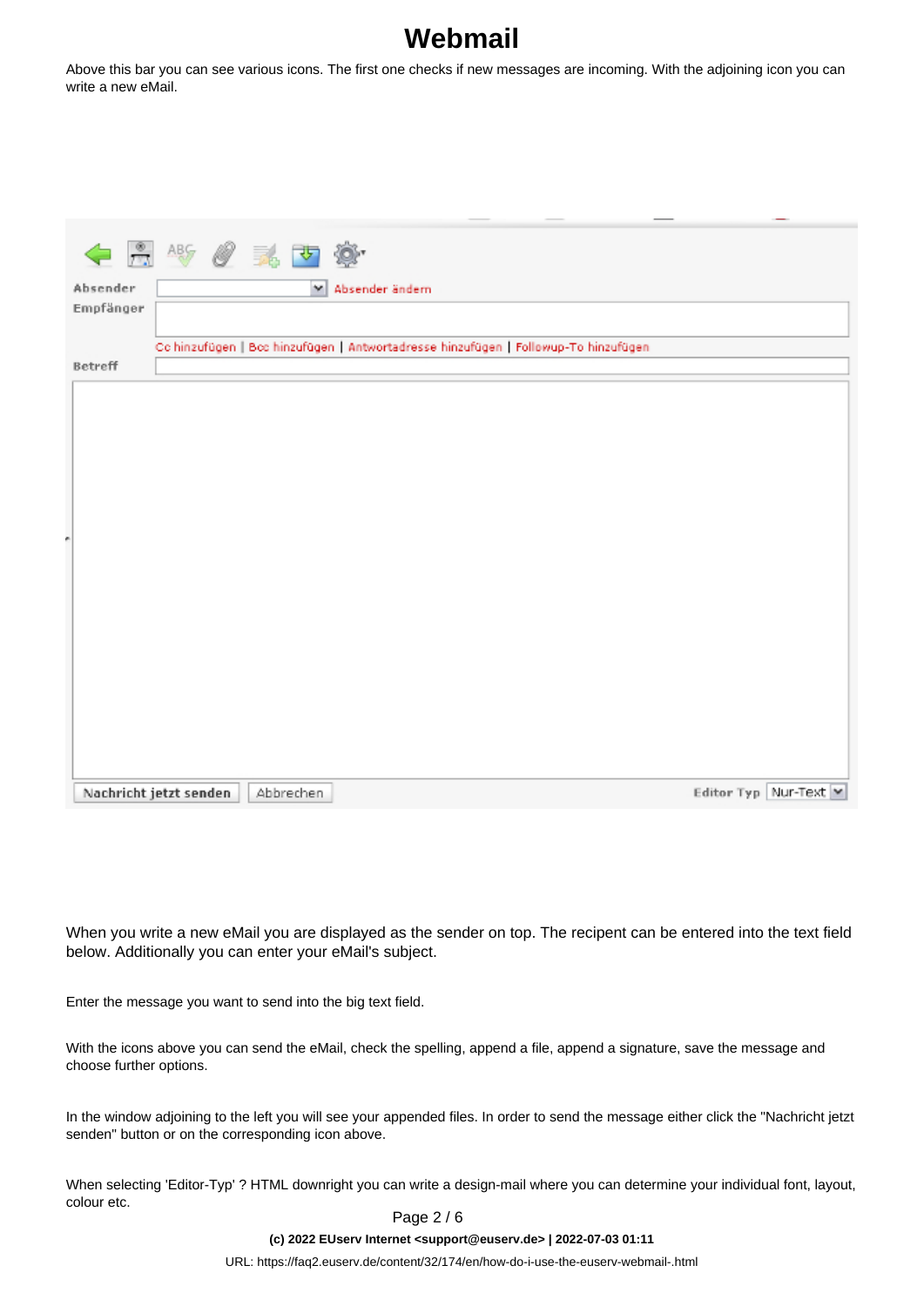# Webmail

Above this bar you can see various icons. The first one checks if new messages are incoming. With the adjoining icon you can write a new eMail.

When you write a new eMail you are displayed as the sender on top. The recipent can be entered into the text field below. Additionally you can enter your eMail's subject.

Enter the message you want to send into the big text field.

With the icons above you can send the eMail, check the spelling, append a file, append a signature, save the message and choose further options.

In the window adjoining to the left you will see your appended files. In order to send the message either click the "Nachricht jetzt senden" button or on the corresponding icon above.

When selecting 'Editor-Typ' ? HTML downright you can write a design-mail where you can determine your individual font, layout, colour etc.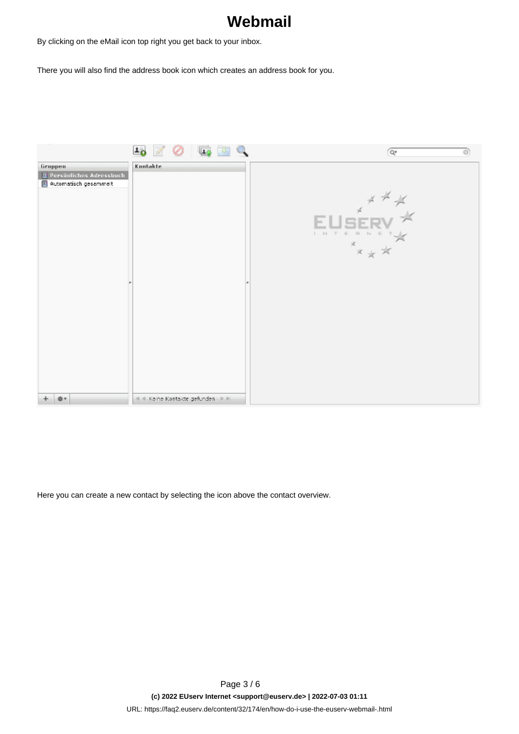# Webmail

By clicking on the eMail icon top right you get back to your inbox.

There you will also find the address book icon which creates an address book for you.

Here you can create a new contact by selecting the icon above the contact overview.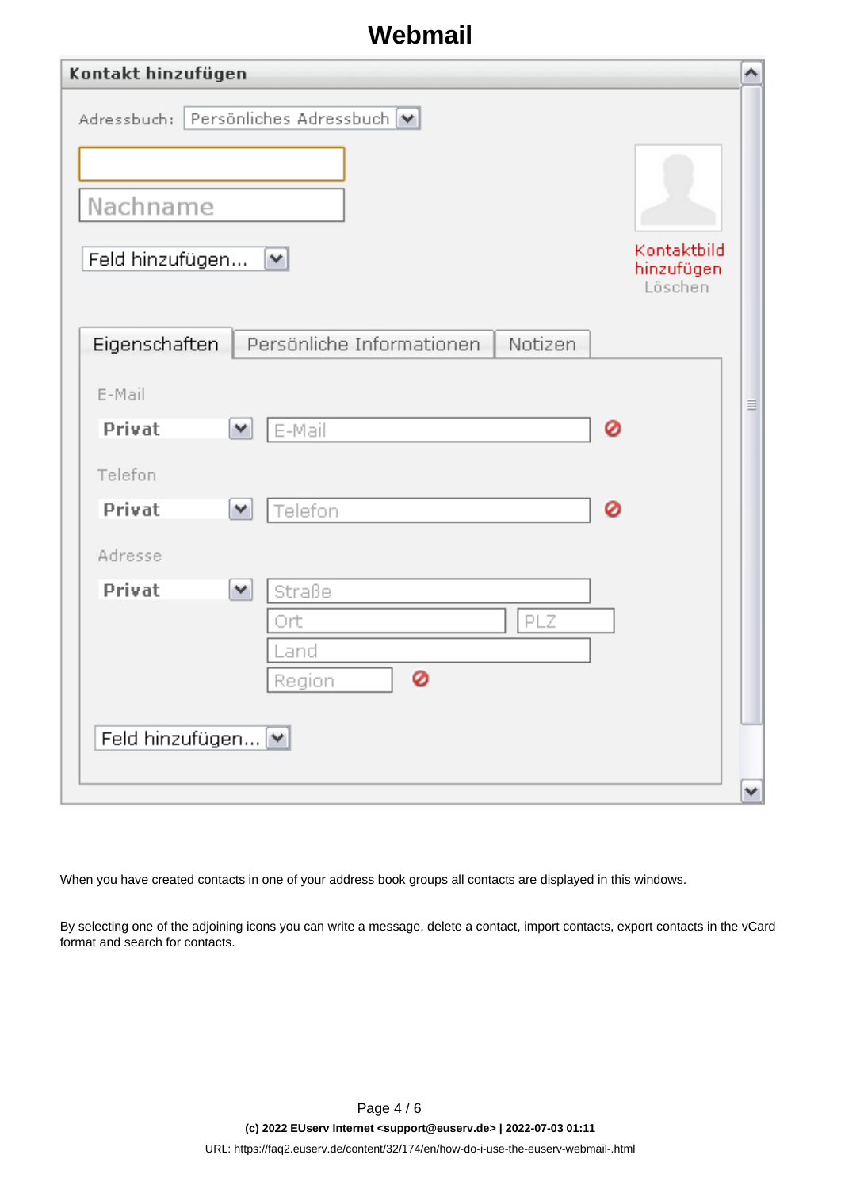When you have created contacts in one of your address book groups all contacts are displayed in this windows.

By selecting one of the adjoining icons you can write a message, delete a contact, import contacts, export contacts in the vCard format and search for contacts.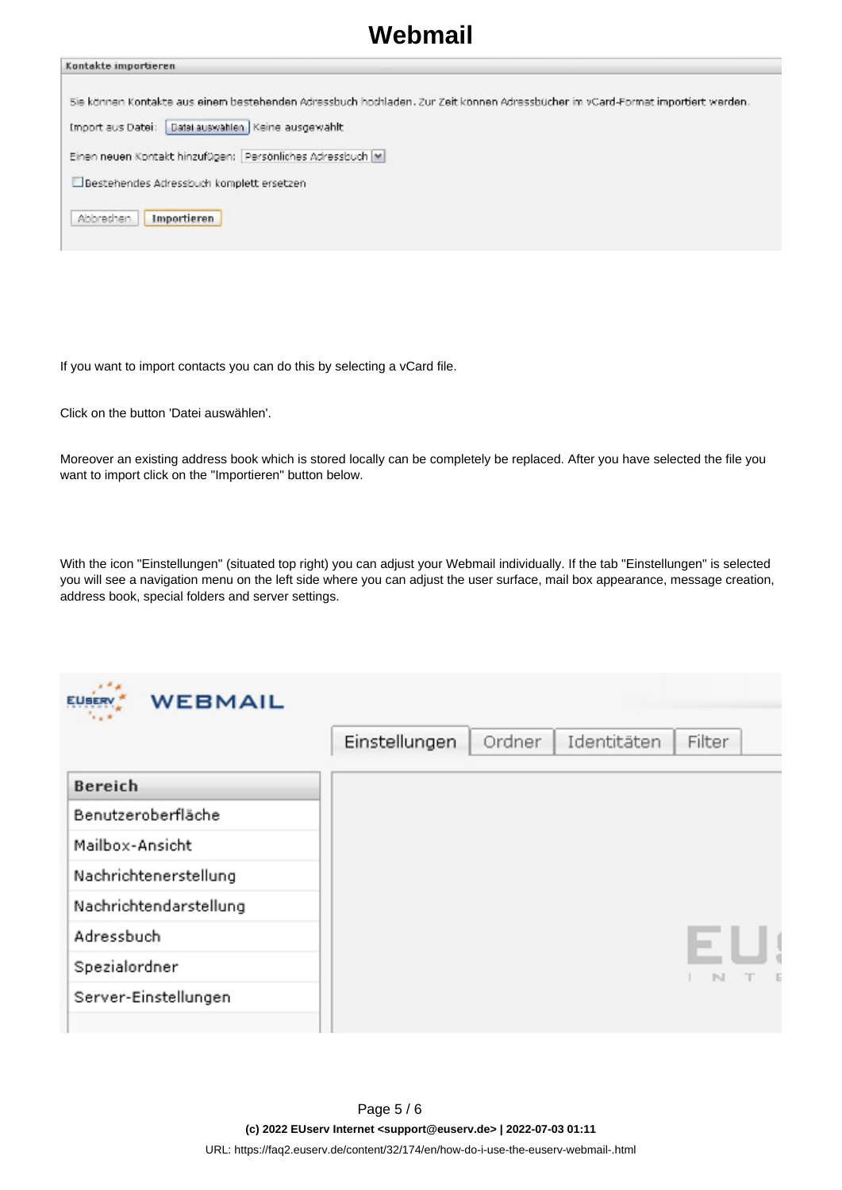# Webmail

If you want to import contacts you can do this by selecting a vCard file.

Click on the button 'Datei auswählen'.

Moreover an existing address book which is stored locally can be completely be replaced. After you have selected the file you want to import click on the "Importieren" button below.

With the icon "Einstellungen" (situated top right) you can adjust your Webmail individually. If the tab "Einstellungen" is selected you will see a navigation menu on the left side where you can adjust the user surface, mail box appearance, message creation, address book, special folders and server settings.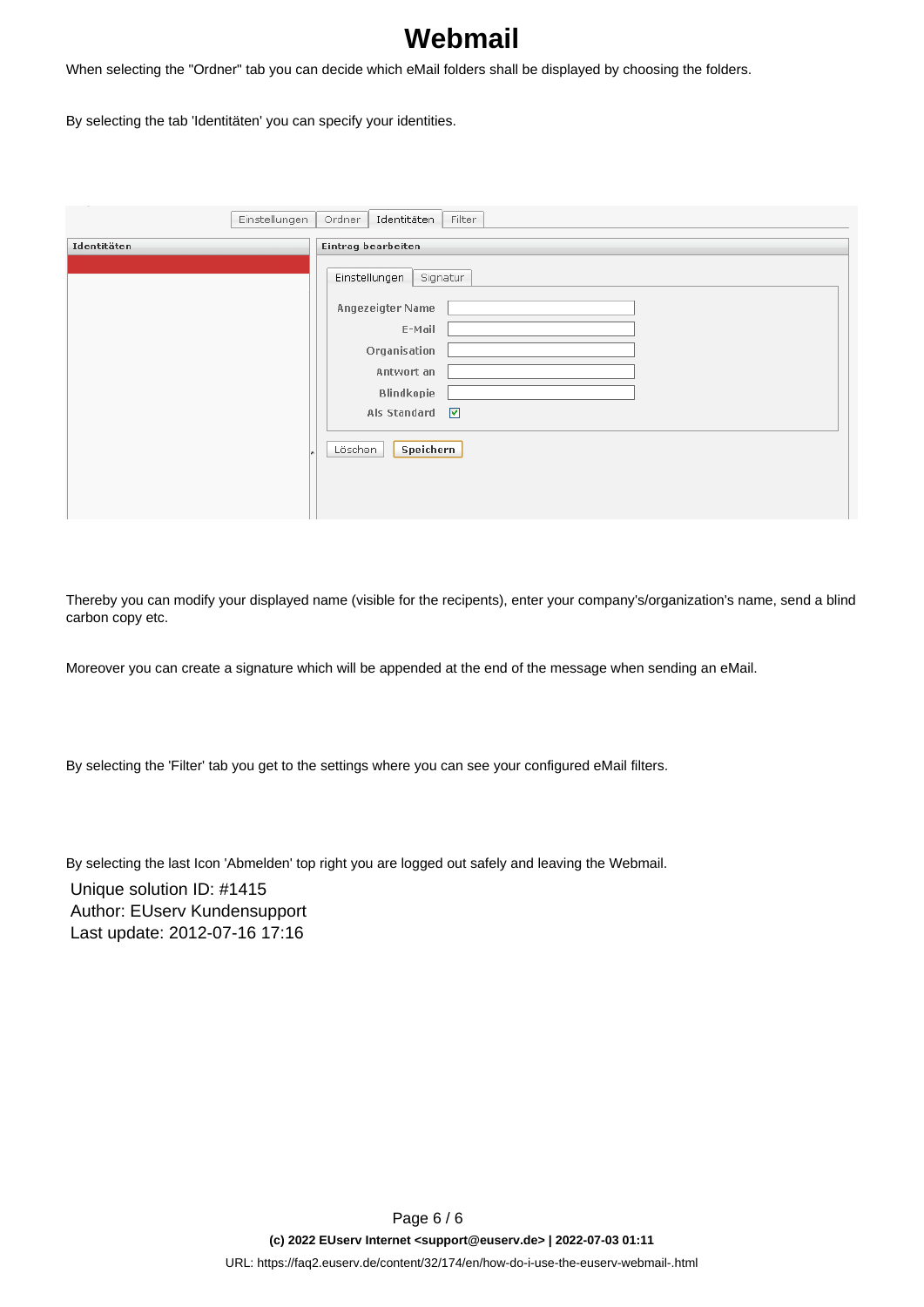# Webmail

When selecting the "Ordner" tab you can decide which eMail folders shall be displayed by choosing the folders.

By selecting the tab 'Identitäten' you can specify your identities.

Thereby you can modify your displayed name (visible for the recipents), enter your company's/organization's name, send a blind carbon copy etc.

Moreover you can create a signature which will be appended at the end of the message when sending an eMail.

By selecting the 'Filter' tab you get to the settings where you can see your configured eMail filters.

By selecting the last Icon 'Abmelden' top right you are logged out safely and leaving the Webmail.

Unique solution ID: #1415
Author: EUserv Kundensupport
Last update: 2012-07-16 17:16